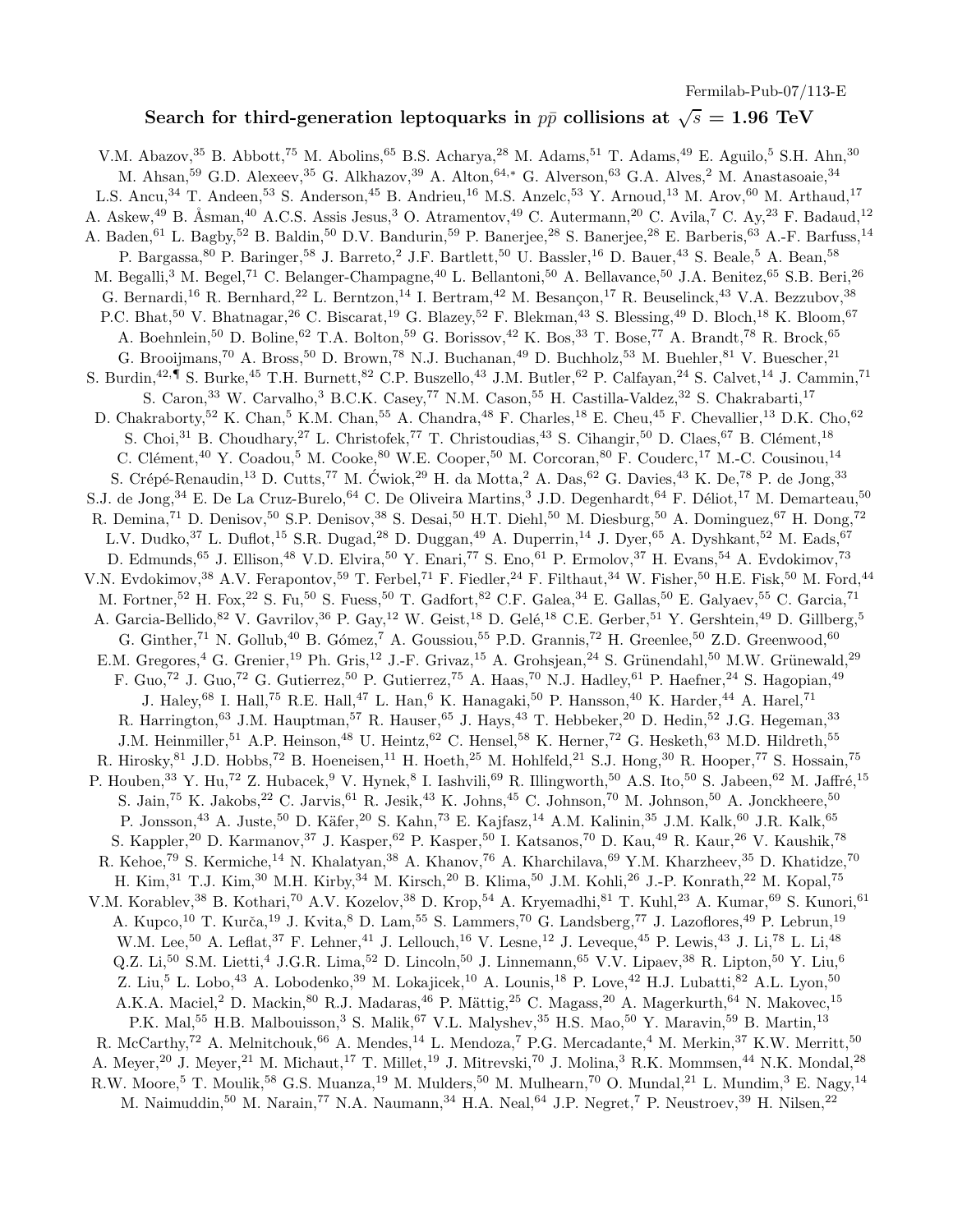Fermilab-Pub-07/113-E

# Search for third-generation leptoquarks in $p\bar{p}$ collisions at $\sqrt{s} = 1.96$ TeV

V.M. Abazov,[35] B. Abbott,[75] M. Abolins,[65] B.S. Acharya,[28] M. Adams,[51] T. Adams,[49] E. Aguilo,[5] S.H. Ahn,[30] M. Ahsan,[59] G.D. Alexeev,[35] G. Alkhazov,[39] A. Alton,[64,*] G. Alverson,[63] G.A. Alves,[2] M. Anastasoaie,[34] L.S. Ancu,[34] T. Andeen,[53] S. Anderson,[45] B. Andrieu,[16] M.S. Anzelc,[53] Y. Arnoud,[13] M. Arov,[60] M. Arthaud,[17] A. Askew,[49] B. Åsman,[40] A.C.S. Assis Jesus,[3] O. Atramentov,[49] C. Autermann,[20] C. Avila,[7] C. Ay,[23] F. Badaud,[12] A. Baden,[61] L. Bagby,[52] B. Baldin,[50] D.V. Bandurin,[59] P. Banerjee,[28] S. Banerjee,[28] E. Barberis,[63] A.-F. Barfuss,[14] P. Bargassa,[80] P. Baringer,[58] J. Barreto,[2] J.F. Bartlett,[50] U. Bassler,[16] D. Bauer,[43] S. Beale,[5] A. Bean,[58] M. Begalli,[3] M. Begel,[71] C. Belanger-Champagne,[40] L. Bellantoni,[50] A. Bellavance,[50] J.A. Benitez,[65] S.B. Beri,[26] G. Bernardi,[16] R. Bernhard,[22] L. Berntzon,[14] I. Bertram,[42] M. Besançon,[17] R. Beuselinck,[43] V.A. Bezzubov,[38] P.C. Bhat,[50] V. Bhatnagar,[26] C. Biscarat,[19] G. Blazey,[52] F. Blekman,[43] S. Blessing,[49] D. Bloch,[18] K. Bloom,[67] A. Boehnlein,[50] D. Boline,[62] T.A. Bolton,[59] G. Borissov,[42] K. Bos,[33] T. Bose,[77] A. Brandt,[78] R. Brock,[65] G. Brooijmans,[70] A. Bross,[50] D. Brown,[78] N.J. Buchanan,[49] D. Buchholz,[53] M. Buehler,[81] V. Buescher,[21] S. Burdin,[42,¶] S. Burke,[45] T.H. Burnett,[82] C.P. Buszello,[43] J.M. Butler,[62] P. Calfayan,[24] S. Calvet,[14] J. Cammin,[71] S. Caron,[33] W. Carvalho,[3] B.C.K. Casey,[77] N.M. Cason,[55] H. Castilla-Valdez,[32] S. Chakrabarti,[17] D. Chakraborty,[52] K. Chan,[5] K.M. Chan,[55] A. Chandra,[48] F. Charles,[18] E. Cheu,[45] F. Chevallier,[13] D.K. Cho,[62] S. Choi,[31] B. Choudhary,[27] L. Christofek,[77] T. Christoudias,[43] S. Cihangir,[50] D. Claes,[67] B. Clément,[18] C. Clément,[40] Y. Coadou,[5] M. Cooke,[80] W.E. Cooper,[50] M. Corcoran,[80] F. Couderc,[17] M.-C. Cousinou,[14] S. Crépé-Renaudin,[13] D. Cutts,[77] M. Ćwiok,[29] H. da Motta,[2] A. Das,[62] G. Davies,[43] K. De,[78] P. de Jong,[33] S.J. de Jong,[34] E. De La Cruz-Burelo,[64] C. De Oliveira Martins,[3] J.D. Degenhardt,[64] F. Déliot,[17] M. Demarteau,[50] R. Demina,[71] D. Denisov,[50] S.P. Denisov,[38] S. Desai,[50] H.T. Diehl,[50] M. Diesburg,[50] A. Dominguez,[67] H. Dong,[72] L.V. Dudko,[37] L. Duflot,[15] S.R. Dugad,[28] D. Duggan,[49] A. Duperrin,[14] J. Dyer,[65] A. Dyshkant,[52] M. Eads,[67] D. Edmunds,[65] J. Ellison,[48] V.D. Elvira,[50] Y. Enari,[77] S. Eno,[61] P. Ermolov,[37] H. Evans,[54] A. Evdokimov,[73] V.N. Evdokimov,[38] A.V. Ferapontov,[59] T. Ferbel,[71] F. Fiedler,[24] F. Filthaut,[34] W. Fisher,[50] H.E. Fisk,[50] M. Ford,[44] M. Fortner,[52] H. Fox,[22] S. Fu,[50] S. Fuess,[50] T. Gadfort,[82] C.F. Galea,[34] E. Gallas,[50] E. Galyaev,[55] C. Garcia,[71] A. Garcia-Bellido,[82] V. Gavrilov,[36] P. Gay,[12] W. Geist,[18] D. Gelé,[18] C.E. Gerber,[51] Y. Gershtein,[49] D. Gillberg,[5] G. Ginther,[71] N. Gollub,[40] B. Gómez,[7] A. Goussiou,[55] P.D. Grannis,[72] H. Greenlee,[50] Z.D. Greenwood,[60] E.M. Gregores,[4] G. Grenier,[19] Ph. Gris,[12] J.-F. Grivaz,[15] A. Grohsjean,[24] S. Grünendahl,[50] M.W. Grünewald,[29] F. Guo,[72] J. Guo,[72] G. Gutierrez,[50] P. Gutierrez,[75] A. Haas,[70] N.J. Hadley,[61] P. Haefner,[24] S. Hagopian,[49] J. Haley,[68] I. Hall,[75] R.E. Hall,[47] L. Han,[6] K. Hanagaki,[50] P. Hansson,[40] K. Harder,[44] A. Harel,[71] R. Harrington,[63] J.M. Hauptman,[57] R. Hauser,[65] J. Hays,[43] T. Hebbeker,[20] D. Hedin,[52] J.G. Hegeman,[33] J.M. Heinmiller,[51] A.P. Heinson,[48] U. Heintz,[62] C. Hensel,[58] K. Herner,[72] G. Hesketh,[63] M.D. Hildreth,[55] R. Hirosky,[81] J.D. Hobbs,[72] B. Hoeneisen,[11] H. Hoeth,[25] M. Hohlfeld,[21] S.J. Hong,[30] R. Hooper,[77] S. Hossain,[75] P. Houben,[33] Y. Hu,[72] Z. Hubacek,[9] V. Hynek,[8] I. Iashvili,[69] R. Illingworth,[50] A.S. Ito,[50] S. Jabeen,[62] M. Jaffré,[15] S. Jain,[75] K. Jakobs,[22] C. Jarvis,[61] R. Jesik,[43] K. Johns,[45] C. Johnson,[70] M. Johnson,[50] A. Jonckheere,[50] P. Jonsson,[43] A. Juste,[50] D. Käfer,[20] S. Kahn,[73] E. Kajfasz,[14] A.M. Kalinin,[35] J.M. Kalk,[60] J.R. Kalk,[65] S. Kappler,[20] D. Karmanov,[37] J. Kasper,[62] P. Kasper,[50] I. Katsanos,[70] D. Kau,[49] R. Kaur,[26] V. Kaushik,[78] R. Kehoe,[79] S. Kermiche,[14] N. Khalatyan,[38] A. Khanov,[76] A. Kharchilava,[69] Y.M. Kharzheev,[35] D. Khatidze,[70] H. Kim,[31] T.J. Kim,[30] M.H. Kirby,[34] M. Kirsch,[20] B. Klima,[50] J.M. Kohli,[26] J.-P. Konrath,[22] M. Kopal,[75] V.M. Korablev,[38] B. Kothari,[70] A.V. Kozelov,[38] D. Krop,[54] A. Kryemadhi,[81] T. Kuhl,[23] A. Kumar,[69] S. Kunori,[61] A. Kupco,[10] T. Kurča,[19] J. Kvita,[8] D. Lam,[55] S. Lammers,[70] G. Landsberg,[77] J. Lazoflores,[49] P. Lebrun,[19] W.M. Lee,[50] A. Leflat,[37] F. Lehner,[41] J. Lellouch,[16] V. Lesne,[12] J. Leveque,[45] P. Lewis,[43] J. Li,[78] L. Li,[48] Q.Z. Li,[50] S.M. Lietti,[4] J.G.R. Lima,[52] D. Lincoln,[50] J. Linnemann,[65] V.V. Lipaev,[38] R. Lipton,[50] Y. Liu,[6] Z. Liu,[5] L. Lobo,[43] A. Lobodenko,[39] M. Lokajicek,[10] A. Lounis,[18] P. Love,[42] H.J. Lubatti,[82] A.L. Lyon,[50] A.K.A. Maciel,[2] D. Mackin,[80] R.J. Madaras,[46] P. Mättig,[25] C. Magass,[20] A. Magerkurth,[64] N. Makovec,[15] P.K. Mal,[55] H.B. Malbouisson,[3] S. Malik,[67] V.L. Malyshev,[35] H.S. Mao,[50] Y. Maravin,[59] B. Martin,[13] R. McCarthy,[72] A. Melnitchouk,[66] A. Mendes,[14] L. Mendoza,[7] P.G. Mercadante,[4] M. Merkin,[37] K.W. Merritt,[50] A. Meyer,[20] J. Meyer,[21] M. Michaut,[17] T. Millet,[19] J. Mitrevski,[70] J. Molina,[3] R.K. Mommsen,[44] N.K. Mondal,[28] R.W. Moore,[5] T. Moulik,[58] G.S. Muanza,[19] M. Mulders,[50] M. Mulhearn,[70] O. Mundal,[21] L. Mundim,[3] E. Nagy,[14] M. Naimuddin,[50] M. Narain,[77] N.A. Naumann,[34] H.A. Neal,[64] J.P. Negret,[7] P. Neustroev,[39] H. Nilsen,[22]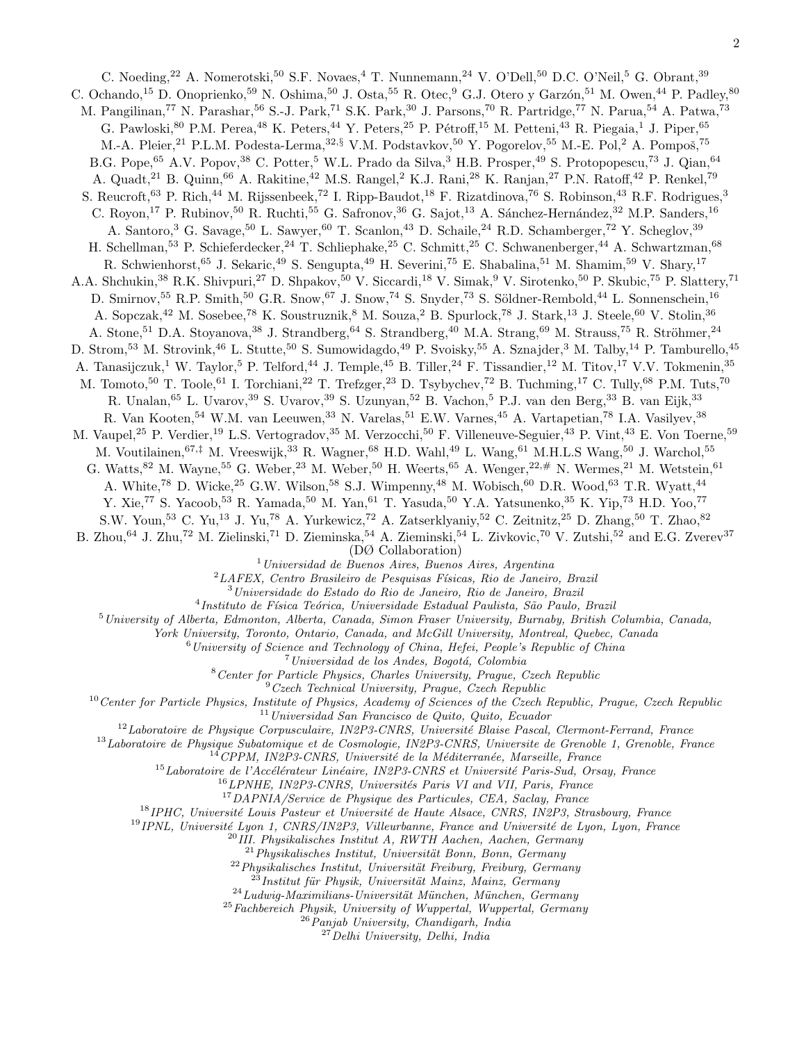C. Noeding,[22] A. Nomerotski,[50] S.F. Novaes,[4] T. Nunnemann,[24] V. O'Dell,[50] D.C. O'Neil,[5] G. Obrant,[39] C. Ochando,[15] D. Onoprienko,[59] N. Oshima,[50] J. Osta,[55] R. Otec,[9] G.J. Otero y Garzón,[51] M. Owen,[44] P. Padley,[80] M. Pangilinan,[77] N. Parashar,[56] S.-J. Park,[71] S.K. Park,[30] J. Parsons,[70] R. Partridge,[77] N. Parua,[54] A. Patwa,[73] G. Pawloski,[80] P.M. Perea,[48] K. Peters,[44] Y. Peters,[25] P. Pétroff,[15] M. Petteni,[43] R. Piegaia,[1] J. Piper,[65] M.-A. Pleier,[21] P.L.M. Podesta-Lerma,[32,§] V.M. Podstavkov,[50] Y. Pogorelov,[55] M.-E. Pol,[2] A. Pompoš,[75] B.G. Pope,[65] A.V. Popov,[38] C. Potter,[5] W.L. Prado da Silva,[3] H.B. Prosper,[49] S. Protopopescu,[73] J. Qian,[64] A. Quadt,[21] B. Quinn,[66] A. Rakitine,[42] M.S. Rangel,[2] K.J. Rani,[28] K. Ranjan,[27] P.N. Ratoff,[42] P. Renkel,[79] S. Reucroft,[63] P. Rich,[44] M. Rijssenbeek,[72] I. Ripp-Baudot,[18] F. Rizatdinova,[76] S. Robinson,[43] R.F. Rodrigues,[3] C. Royon,[17] P. Rubinov,[50] R. Ruchti,[55] G. Safronov,[36] G. Sajot,[13] A. Sánchez-Hernández,[32] M.P. Sanders,[16] A. Santoro,[3] G. Savage,[50] L. Sawyer,[60] T. Scanlon,[43] D. Schaile,[24] R.D. Schamberger,[72] Y. Scheglov,[39] H. Schellman,[53] P. Schieferdecker,[24] T. Schliephake,[25] C. Schmitt,[25] C. Schwanenberger,[44] A. Schwartzman,[68] R. Schwienhorst,[65] J. Sekaric,[49] S. Sengupta,[49] H. Severini,[75] E. Shabalina,[51] M. Shamim,[59] V. Shary,[17] A.A. Shchukin,[38] R.K. Shivpuri,[27] D. Shpakov,[50] V. Siccardi,[18] V. Simak,[9] V. Sirotenko,[50] P. Skubic,[75] P. Slattery,[71] D. Smirnov,[55] R.P. Smith,[50] G.R. Snow,[67] J. Snow,[74] S. Snyder,[73] S. Söldner-Rembold,[44] L. Sonnenschein,[16] A. Sopczak,[42] M. Sosebee,[78] K. Soustruznik,[8] M. Souza,[2] B. Spurlock,[78] J. Stark,[13] J. Steele,[60] V. Stolin,[36] A. Stone,[51] D.A. Stoyanova,[38] J. Strandberg,[64] S. Strandberg,[40] M.A. Strang,[69] M. Strauss,[75] R. Ströhmer,[24] D. Strom,[53] M. Strovink,[46] L. Stutte,[50] S. Sumowidagdo,[49] P. Svoisky,[55] A. Sznajder,[3] M. Talby,[14] P. Tamburello,[45] A. Tanasijczuk,[1] W. Taylor,[5] P. Telford,[44] J. Temple,[45] B. Tiller,[24] F. Tissandier,[12] M. Titov,[17] V.V. Tokmenin,[35] M. Tomoto,[50] T. Toole,[61] I. Torchiani,[22] T. Trefzger,[23] D. Tsybychev,[72] B. Tuchming,[17] C. Tully,[68] P.M. Tuts,[70] R. Unalan,[65] L. Uvarov,[39] S. Uvarov,[39] S. Uzunyan,[52] B. Vachon,[5] P.J. van den Berg,[33] B. van Eijk,[33] R. Van Kooten,[54] W.M. van Leeuwen,[33] N. Varelas,[51] E.W. Varnes,[45] A. Vartapetian,[78] I.A. Vasilyev,[38] M. Vaupel,[25] P. Verdier,[19] L.S. Vertogradov,[35] M. Verzocchi,[50] F. Villeneuve-Seguier,[43] P. Vint,[43] E. Von Toerne,[59] M. Voutilainen,[67,‡] M. Vreeswijk,[33] R. Wagner,[68] H.D. Wahl,[49] L. Wang,[61] M.H.L.S Wang,[50] J. Warchol,[55] G. Watts,[82] M. Wayne,[55] G. Weber,[23] M. Weber,[50] H. Weerts,[65] A. Wenger,[22,#] N. Wermes,[21] M. Wetstein,[61] A. White,[78] D. Wicke,[25] G.W. Wilson,[58] S.J. Wimpenny,[48] M. Wobisch,[60] D.R. Wood,[63] T.R. Wyatt,[44] Y. Xie,[77] S. Yacoob,[53] R. Yamada,[50] M. Yan,[61] T. Yasuda,[50] Y.A. Yatsunenko,[35] K. Yip,[73] H.D. Yoo,[77] S.W. Youn,[53] C. Yu,[13] J. Yu,[78] A. Yurkewicz,[72] A. Zatserklyaniy,[52] C. Zeitnitz,[25] D. Zhang,[50] T. Zhao,[82] B. Zhou,[64] J. Zhu,[72] M. Zielinski,[71] D. Zieminska,[54] A. Zieminski,[54] L. Zivkovic,[70] V. Zutshi,[52] and E.G. Zverev[37]

(DØ Collaboration)

[1]*Universidad de Buenos Aires, Buenos Aires, Argentina*
[2]*LAFEX, Centro Brasileiro de Pesquisas Físicas, Rio de Janeiro, Brazil*
[3]*Universidade do Estado do Rio de Janeiro, Rio de Janeiro, Brazil*
[4]*Instituto de Física Teórica, Universidade Estadual Paulista, São Paulo, Brazil*
[5]*University of Alberta, Edmonton, Alberta, Canada, Simon Fraser University, Burnaby, British Columbia, Canada, York University, Toronto, Ontario, Canada, and McGill University, Montreal, Quebec, Canada*
[6]*University of Science and Technology of China, Hefei, People's Republic of China*
[7]*Universidad de los Andes, Bogotá, Colombia*
[8]*Center for Particle Physics, Charles University, Prague, Czech Republic*
[9]*Czech Technical University, Prague, Czech Republic*
[10]*Center for Particle Physics, Institute of Physics, Academy of Sciences of the Czech Republic, Prague, Czech Republic*
[11]*Universidad San Francisco de Quito, Quito, Ecuador*
[12]*Laboratoire de Physique Corpusculaire, IN2P3-CNRS, Université Blaise Pascal, Clermont-Ferrand, France*
[13]*Laboratoire de Physique Subatomique et de Cosmologie, IN2P3-CNRS, Universite de Grenoble 1, Grenoble, France*
[14]*CPPM, IN2P3-CNRS, Université de la Méditerranée, Marseille, France*
[15]*Laboratoire de l'Accélérateur Linéaire, IN2P3-CNRS et Université Paris-Sud, Orsay, France*
[16]*LPNHE, IN2P3-CNRS, Universités Paris VI and VII, Paris, France*
[17]*DAPNIA/Service de Physique des Particules, CEA, Saclay, France*
[18]*IPHC, Université Louis Pasteur et Université de Haute Alsace, CNRS, IN2P3, Strasbourg, France*
[19]*IPNL, Université Lyon 1, CNRS/IN2P3, Villeurbanne, France and Université de Lyon, Lyon, France*
[20]*III. Physikalisches Institut A, RWTH Aachen, Aachen, Germany*
[21]*Physikalisches Institut, Universität Bonn, Bonn, Germany*
[22]*Physikalisches Institut, Universität Freiburg, Freiburg, Germany*
[23]*Institut für Physik, Universität Mainz, Mainz, Germany*
[24]*Ludwig-Maximilians-Universität München, München, Germany*
[25]*Fachbereich Physik, University of Wuppertal, Wuppertal, Germany*
[26]*Panjab University, Chandigarh, India*
[27]*Delhi University, Delhi, India*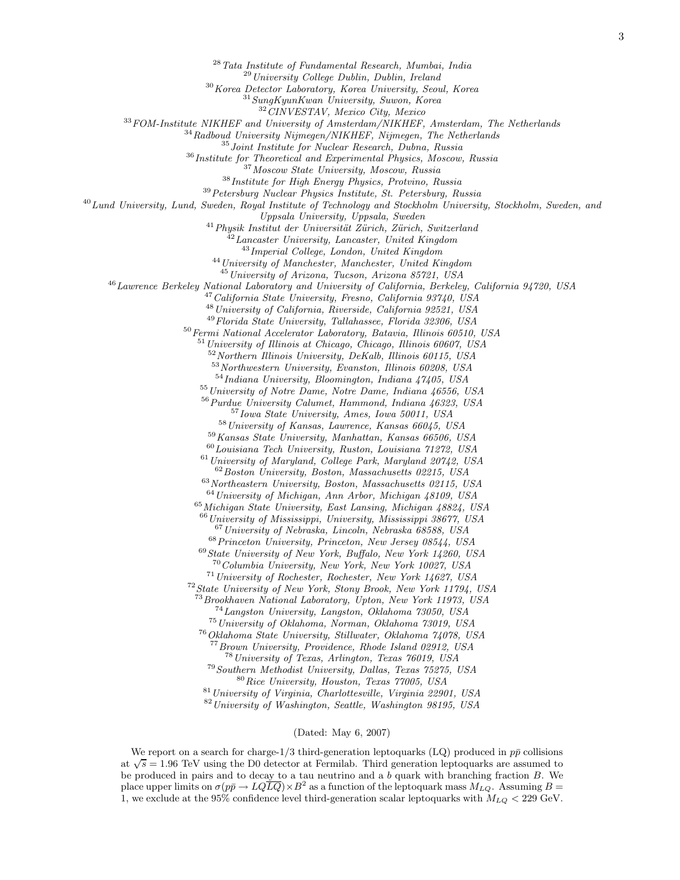[28] *Tata Institute of Fundamental Research, Mumbai, India*
[29] *University College Dublin, Dublin, Ireland*
[30] *Korea Detector Laboratory, Korea University, Seoul, Korea*
[31] *SungKyunKwan University, Suwon, Korea*
[32] *CINVESTAV, Mexico City, Mexico*
[33] *FOM-Institute NIKHEF and University of Amsterdam/NIKHEF, Amsterdam, The Netherlands*
[34] *Radboud University Nijmegen/NIKHEF, Nijmegen, The Netherlands*
[35] *Joint Institute for Nuclear Research, Dubna, Russia*
[36] *Institute for Theoretical and Experimental Physics, Moscow, Russia*
[37] *Moscow State University, Moscow, Russia*
[38] *Institute for High Energy Physics, Protvino, Russia*
[39] *Petersburg Nuclear Physics Institute, St. Petersburg, Russia*
[40] *Lund University, Lund, Sweden, Royal Institute of Technology and Stockholm University, Stockholm, Sweden, and Uppsala University, Uppsala, Sweden*
[41] *Physik Institut der Universität Zürich, Zürich, Switzerland*
[42] *Lancaster University, Lancaster, United Kingdom*
[43] *Imperial College, London, United Kingdom*
[44] *University of Manchester, Manchester, United Kingdom*
[45] *University of Arizona, Tucson, Arizona 85721, USA*
[46] *Lawrence Berkeley National Laboratory and University of California, Berkeley, California 94720, USA*
[47] *California State University, Fresno, California 93740, USA*
[48] *University of California, Riverside, California 92521, USA*
[49] *Florida State University, Tallahassee, Florida 32306, USA*
[50] *Fermi National Accelerator Laboratory, Batavia, Illinois 60510, USA*
[51] *University of Illinois at Chicago, Chicago, Illinois 60607, USA*
[52] *Northern Illinois University, DeKalb, Illinois 60115, USA*
[53] *Northwestern University, Evanston, Illinois 60208, USA*
[54] *Indiana University, Bloomington, Indiana 47405, USA*
[55] *University of Notre Dame, Notre Dame, Indiana 46556, USA*
[56] *Purdue University Calumet, Hammond, Indiana 46323, USA*
[57] *Iowa State University, Ames, Iowa 50011, USA*
[58] *University of Kansas, Lawrence, Kansas 66045, USA*
[59] *Kansas State University, Manhattan, Kansas 66506, USA*
[60] *Louisiana Tech University, Ruston, Louisiana 71272, USA*
[61] *University of Maryland, College Park, Maryland 20742, USA*
[62] *Boston University, Boston, Massachusetts 02215, USA*
[63] *Northeastern University, Boston, Massachusetts 02115, USA*
[64] *University of Michigan, Ann Arbor, Michigan 48109, USA*
[65] *Michigan State University, East Lansing, Michigan 48824, USA*
[66] *University of Mississippi, University, Mississippi 38677, USA*
[67] *University of Nebraska, Lincoln, Nebraska 68588, USA*
[68] *Princeton University, Princeton, New Jersey 08544, USA*
[69] *State University of New York, Buffalo, New York 14260, USA*
[70] *Columbia University, New York, New York 10027, USA*
[71] *University of Rochester, Rochester, New York 14627, USA*
[72] *State University of New York, Stony Brook, New York 11794, USA*
[73] *Brookhaven National Laboratory, Upton, New York 11973, USA*
[74] *Langston University, Langston, Oklahoma 73050, USA*
[75] *University of Oklahoma, Norman, Oklahoma 73019, USA*
[76] *Oklahoma State University, Stillwater, Oklahoma 74078, USA*
[77] *Brown University, Providence, Rhode Island 02912, USA*
[78] *University of Texas, Arlington, Texas 76019, USA*
[79] *Southern Methodist University, Dallas, Texas 75275, USA*
[80] *Rice University, Houston, Texas 77005, USA*
[81] *University of Virginia, Charlottesville, Virginia 22901, USA*
[82] *University of Washington, Seattle, Washington 98195, USA*

(Dated: May 6, 2007)

We report on a search for charge-1/3 third-generation leptoquarks (LQ) produced in $p\bar{p}$ collisions at $\sqrt{s} = 1.96$ TeV using the D0 detector at Fermilab. Third generation leptoquarks are assumed to be produced in pairs and to decay to a tau neutrino and a $b$ quark with branching fraction $B$. We place upper limits on $\sigma(p\bar{p} \to LQ\overline{LQ}) \times B^2$ as a function of the leptoquark mass $M_{LQ}$. Assuming $B = 1$, we exclude at the 95% confidence level third-generation scalar leptoquarks with $M_{LQ} < 229$ GeV.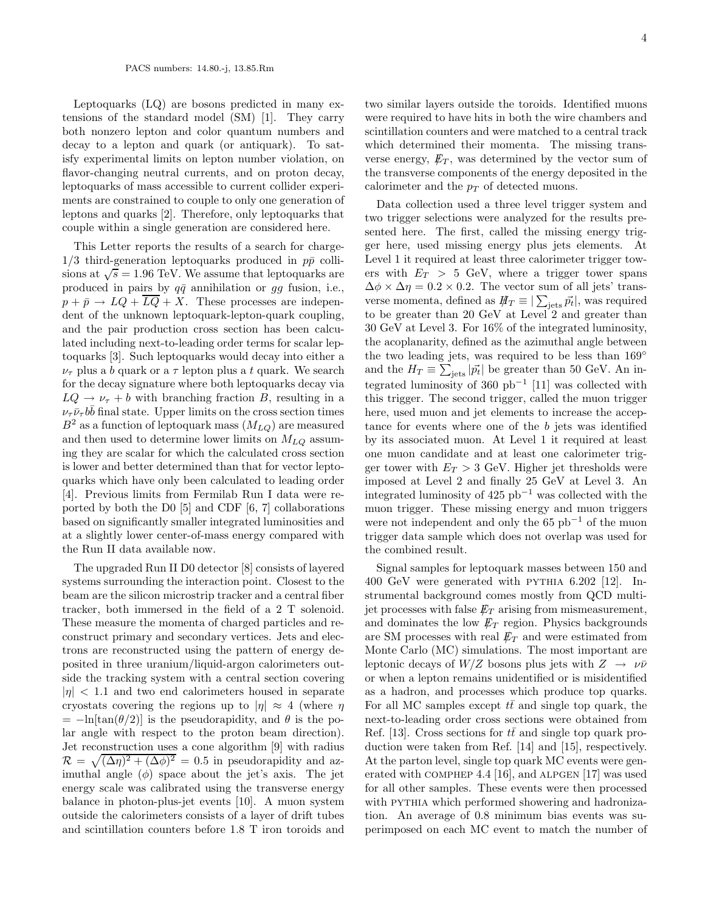PACS numbers: 14.80.-j, 13.85.Rm

Leptoquarks (LQ) are bosons predicted in many extensions of the standard model (SM) [1]. They carry both nonzero lepton and color quantum numbers and decay to a lepton and quark (or antiquark). To satisfy experimental limits on lepton number violation, on flavor-changing neutral currents, and on proton decay, leptoquarks of mass accessible to current collider experiments are constrained to couple to only one generation of leptons and quarks [2]. Therefore, only leptoquarks that couple within a single generation are considered here.

This Letter reports the results of a search for charge-1/3 third-generation leptoquarks produced in $p\bar{p}$ collisions at $\sqrt{s} = 1.96$ TeV. We assume that leptoquarks are produced in pairs by $q\bar{q}$ annihilation or $gg$ fusion, i.e., $p + \bar{p} \rightarrow LQ + \overline{LQ} + X$. These processes are independent of the unknown leptoquark-lepton-quark coupling, and the pair production cross section has been calculated including next-to-leading order terms for scalar leptoquarks [3]. Such leptoquarks would decay into either a $\nu_\tau$ plus a $b$ quark or a $\tau$ lepton plus a $t$ quark. We search for the decay signature where both leptoquarks decay via $LQ \rightarrow \nu_\tau + b$ with branching fraction $B$, resulting in a $\nu_\tau \bar{\nu}_\tau b\bar{b}$ final state. Upper limits on the cross section times $B^2$ as a function of leptoquark mass ($M_{LQ}$) are measured and then used to determine lower limits on $M_{LQ}$ assuming they are scalar for which the calculated cross section is lower and better determined than that for vector leptoquarks which have only been calculated to leading order [4]. Previous limits from Fermilab Run I data were reported by both the D0 [5] and CDF [6, 7] collaborations based on significantly smaller integrated luminosities and at a slightly lower center-of-mass energy compared with the Run II data available now.

The upgraded Run II D0 detector [8] consists of layered systems surrounding the interaction point. Closest to the beam are the silicon microstrip tracker and a central fiber tracker, both immersed in the field of a 2 T solenoid. These measure the momenta of charged particles and reconstruct primary and secondary vertices. Jets and electrons are reconstructed using the pattern of energy deposited in three uranium/liquid-argon calorimeters outside the tracking system with a central section covering $|\eta| < 1.1$ and two end calorimeters housed in separate cryostats covering the regions up to $|\eta| \approx 4$ (where $\eta = -\ln[\tan(\theta/2)]$ is the pseudorapidity, and $\theta$ is the polar angle with respect to the proton beam direction). Jet reconstruction uses a cone algorithm [9] with radius $\mathcal{R} = \sqrt{(\Delta\eta)^2 + (\Delta\phi)^2} = 0.5$ in pseudorapidity and azimuthal angle ($\phi$) space about the jet's axis. The jet energy scale was calibrated using the transverse energy balance in photon-plus-jet events [10]. A muon system outside the calorimeters consists of a layer of drift tubes and scintillation counters before 1.8 T iron toroids and two similar layers outside the toroids. Identified muons were required to have hits in both the wire chambers and scintillation counters and were matched to a central track which determined their momenta. The missing transverse energy, $\not\!\!E_T$, was determined by the vector sum of the transverse components of the energy deposited in the calorimeter and the $p_T$ of detected muons.

Data collection used a three level trigger system and two trigger selections were analyzed for the results presented here. The first, called the missing energy trigger here, used missing energy plus jets elements. At Level 1 it required at least three calorimeter trigger towers with $E_T > 5$ GeV, where a trigger tower spans $\Delta\phi \times \Delta\eta = 0.2 \times 0.2$. The vector sum of all jets' transverse momenta, defined as $\not\!\!H_T \equiv |\sum_{\rm jets} \vec{p_t}|$, was required to be greater than 20 GeV at Level 2 and greater than 30 GeV at Level 3. For 16% of the integrated luminosity, the acoplanarity, defined as the azimuthal angle between the two leading jets, was required to be less than 169° and the $H_T \equiv \sum_{\rm jets} |\vec{p_t}|$ be greater than 50 GeV. An integrated luminosity of 360 pb$^{-1}$ [11] was collected with this trigger. The second trigger, called the muon trigger here, used muon and jet elements to increase the acceptance for events where one of the $b$ jets was identified by its associated muon. At Level 1 it required at least one muon candidate and at least one calorimeter trigger tower with $E_T > 3$ GeV. Higher jet thresholds were imposed at Level 2 and finally 25 GeV at Level 3. An integrated luminosity of 425 pb$^{-1}$ was collected with the muon trigger. These missing energy and muon triggers were not independent and only the 65 pb$^{-1}$ of the muon trigger data sample which does not overlap was used for the combined result.

Signal samples for leptoquark masses between 150 and 400 GeV were generated with PYTHIA 6.202 [12]. Instrumental background comes mostly from QCD multijet processes with false $\not\!\!E_T$ arising from mismeasurement, and dominates the low $\not\!\!E_T$ region. Physics backgrounds are SM processes with real $\not\!\!E_T$ and were estimated from Monte Carlo (MC) simulations. The most important are leptonic decays of $W/Z$ bosons plus jets with $Z \rightarrow \nu\bar{\nu}$ or when a lepton remains unidentified or is misidentified as a hadron, and processes which produce top quarks. For all MC samples except $t\bar{t}$ and single top quark, the next-to-leading order cross sections were obtained from Ref. [13]. Cross sections for $t\bar{t}$ and single top quark production were taken from Ref. [14] and [15], respectively. At the parton level, single top quark MC events were generated with COMPHEP 4.4 [16], and ALPGEN [17] was used for all other samples. These events were then processed with PYTHIA which performed showering and hadronization. An average of 0.8 minimum bias events was superimposed on each MC event to match the number of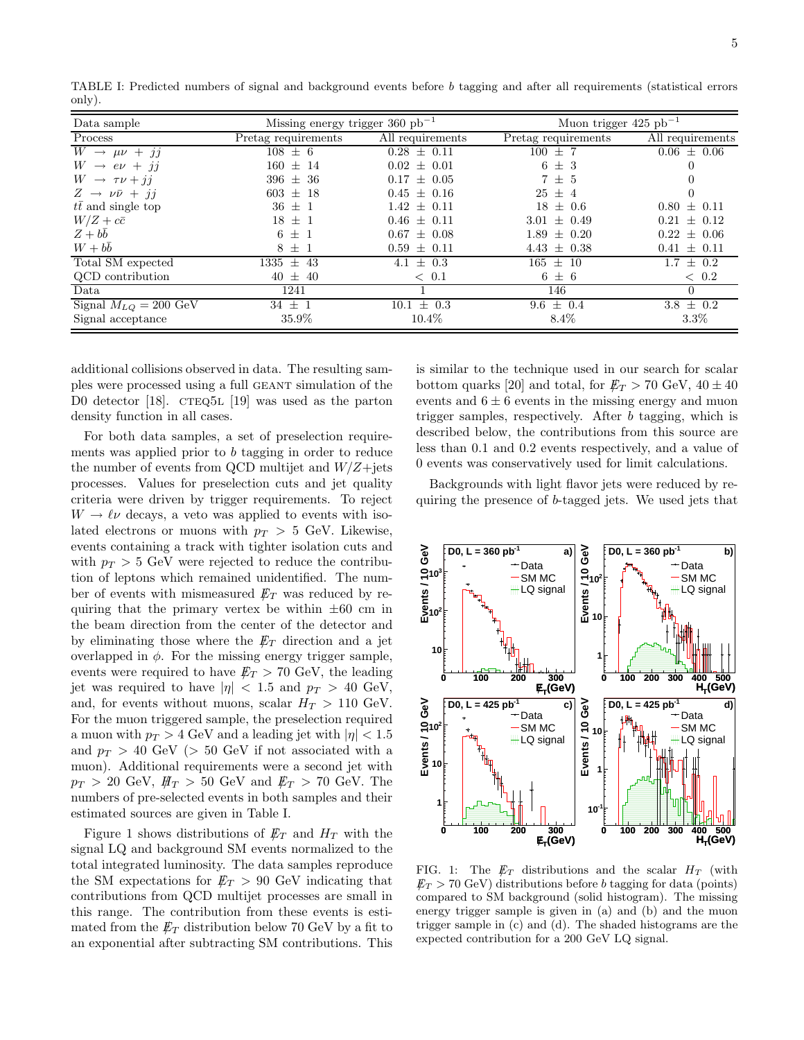TABLE I: Predicted numbers of signal and background events before $b$ tagging and after all requirements (statistical errors only).

| Data sample | Missing energy trigger 360 pb$^{-1}$ | | Muon trigger 425 pb$^{-1}$ | |
|---|---|---|---|---|
| Process | Pretag requirements | All requirements | Pretag requirements | All requirements |
| $W \rightarrow \mu\nu + jj$ | $108 \pm 6$ | $0.28 \pm 0.11$ | $100 \pm 7$ | $0.06 \pm 0.06$ |
| $W \rightarrow e\nu + jj$ | $160 \pm 14$ | $0.02 \pm 0.01$ | $6 \pm 3$ | 0 |
| $W \rightarrow \tau\nu + jj$ | $396 \pm 36$ | $0.17 \pm 0.05$ | $7 \pm 5$ | 0 |
| $Z \rightarrow \nu\bar{\nu} + jj$ | $603 \pm 18$ | $0.45 \pm 0.16$ | $25 \pm 4$ | 0 |
| $t\bar{t}$ and single top | $36 \pm 1$ | $1.42 \pm 0.11$ | $18 \pm 0.6$ | $0.80 \pm 0.11$ |
| $W/Z + c\bar{c}$ | $18 \pm 1$ | $0.46 \pm 0.11$ | $3.01 \pm 0.49$ | $0.21 \pm 0.12$ |
| $Z + b\bar{b}$ | $6 \pm 1$ | $0.67 \pm 0.08$ | $1.89 \pm 0.20$ | $0.22 \pm 0.06$ |
| $W + b\bar{b}$ | $8 \pm 1$ | $0.59 \pm 0.11$ | $4.43 \pm 0.38$ | $0.41 \pm 0.11$ |
| Total SM expected | $1335 \pm 43$ | $4.1 \pm 0.3$ | $165 \pm 10$ | $1.7 \pm 0.2$ |
| QCD contribution | $40 \pm 40$ | $< 0.1$ | $6 \pm 6$ | $< 0.2$ |
| Data | 1241 | 1 | 146 | 0 |
| Signal $M_{LQ} = 200$ GeV | $34 \pm 1$ | $10.1 \pm 0.3$ | $9.6 \pm 0.4$ | $3.8 \pm 0.2$ |
| Signal acceptance | 35.9% | 10.4% | 8.4% | 3.3% |

additional collisions observed in data. The resulting samples were processed using a full GEANT simulation of the D0 detector [18]. CTEQ5L [19] was used as the parton density function in all cases.

For both data samples, a set of preselection requirements was applied prior to $b$ tagging in order to reduce the number of events from QCD multijet and $W/Z$+jets processes. Values for preselection cuts and jet quality criteria were driven by trigger requirements. To reject $W \rightarrow \ell\nu$ decays, a veto was applied to events with isolated electrons or muons with $p_T > 5$ GeV. Likewise, events containing a track with tighter isolation cuts and with $p_T > 5$ GeV were rejected to reduce the contribution of leptons which remained unidentified. The number of events with mismeasured $\not\!\!E_T$ was reduced by requiring that the primary vertex be within $\pm 60$ cm in the beam direction from the center of the detector and by eliminating those where the $\not\!\!E_T$ direction and a jet overlapped in $\phi$. For the missing energy trigger sample, events were required to have $\not\!\!E_T > 70$ GeV, the leading jet was required to have $|\eta| < 1.5$ and $p_T > 40$ GeV, and, for events without muons, scalar $H_T > 110$ GeV. For the muon triggered sample, the preselection required a muon with $p_T > 4$ GeV and a leading jet with $|\eta| < 1.5$ and $p_T > 40$ GeV ($> 50$ GeV if not associated with a muon). Additional requirements were a second jet with $p_T > 20$ GeV, $\not\!\!H_T > 50$ GeV and $\not\!\!E_T > 70$ GeV. The numbers of pre-selected events in both samples and their estimated sources are given in Table I.

Figure 1 shows distributions of $\not\!\!E_T$ and $H_T$ with the signal LQ and background SM events normalized to the total integrated luminosity. The data samples reproduce the SM expectations for $\not\!\!E_T > 90$ GeV indicating that contributions from QCD multijet processes are small in this range. The contribution from these events is estimated from the $\not\!\!E_T$ distribution below 70 GeV by a fit to an exponential after subtracting SM contributions. This is similar to the technique used in our search for scalar bottom quarks [20] and total, for $\not\!\!E_T > 70$ GeV, $40 \pm 40$ events and $6 \pm 6$ events in the missing energy and muon trigger samples, respectively. After $b$ tagging, which is described below, the contributions from this source are less than 0.1 and 0.2 events respectively, and a value of 0 events was conservatively used for limit calculations.

Backgrounds with light flavor jets were reduced by requiring the presence of $b$-tagged jets. We used jets that

FIG. 1: The $\not\!\!E_T$ distributions and the scalar $H_T$ (with $\not\!\!E_T > 70$ GeV) distributions before $b$ tagging for data (points) compared to SM background (solid histogram). The missing energy trigger sample is given in (a) and (b) and the muon trigger sample in (c) and (d). The shaded histograms are the expected contribution for a 200 GeV LQ signal.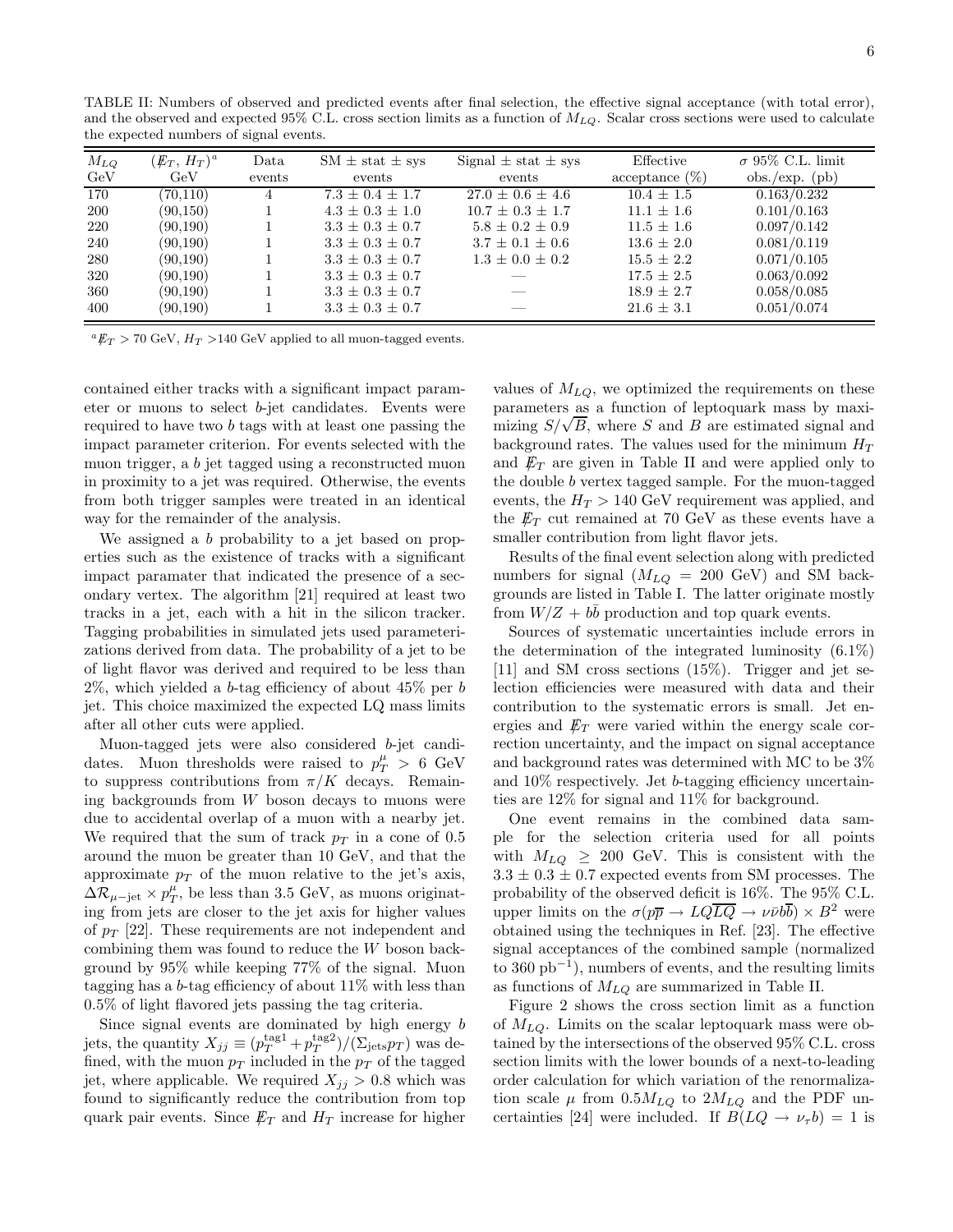TABLE II: Numbers of observed and predicted events after final selection, the effective signal acceptance (with total error), and the observed and expected 95% C.L. cross section limits as a function of $M_{LQ}$. Scalar cross sections were used to calculate the expected numbers of signal events.

| $M_{LQ}$ GeV | $(\not\!\!E_T, H_T)^a$ GeV | Data events | SM $\pm$ stat $\pm$ sys events | Signal $\pm$ stat $\pm$ sys events | Effective acceptance (%) | $\sigma$ 95% C.L. limit obs./exp. (pb) |
|---|---|---|---|---|---|---|
| 170 | (70,110) | 4 | $7.3 \pm 0.4 \pm 1.7$ | $27.0 \pm 0.6 \pm 4.6$ | $10.4 \pm 1.5$ | 0.163/0.232 |
| 200 | (90,150) | 1 | $4.3 \pm 0.3 \pm 1.0$ | $10.7 \pm 0.3 \pm 1.7$ | $11.1 \pm 1.6$ | 0.101/0.163 |
| 220 | (90,190) | 1 | $3.3 \pm 0.3 \pm 0.7$ | $5.8 \pm 0.2 \pm 0.9$ | $11.5 \pm 1.6$ | 0.097/0.142 |
| 240 | (90,190) | 1 | $3.3 \pm 0.3 \pm 0.7$ | $3.7 \pm 0.1 \pm 0.6$ | $13.6 \pm 2.0$ | 0.081/0.119 |
| 280 | (90,190) | 1 | $3.3 \pm 0.3 \pm 0.7$ | $1.3 \pm 0.0 \pm 0.2$ | $15.5 \pm 2.2$ | 0.071/0.105 |
| 320 | (90,190) | 1 | $3.3 \pm 0.3 \pm 0.7$ | — | $17.5 \pm 2.5$ | 0.063/0.092 |
| 360 | (90,190) | 1 | $3.3 \pm 0.3 \pm 0.7$ | — | $18.9 \pm 2.7$ | 0.058/0.085 |
| 400 | (90,190) | 1 | $3.3 \pm 0.3 \pm 0.7$ | — | $21.6 \pm 3.1$ | 0.051/0.074 |

[a] $\not\!\!E_T > 70$ GeV, $H_T > 140$ GeV applied to all muon-tagged events.

contained either tracks with a significant impact parameter or muons to select $b$-jet candidates. Events were required to have two $b$ tags with at least one passing the impact parameter criterion. For events selected with the muon trigger, a $b$ jet tagged using a reconstructed muon in proximity to a jet was required. Otherwise, the events from both trigger samples were treated in an identical way for the remainder of the analysis.

We assigned a $b$ probability to a jet based on properties such as the existence of tracks with a significant impact paramater that indicated the presence of a secondary vertex. The algorithm [21] required at least two tracks in a jet, each with a hit in the silicon tracker. Tagging probabilities in simulated jets used parameterizations derived from data. The probability of a jet to be of light flavor was derived and required to be less than 2%, which yielded a $b$-tag efficiency of about 45% per $b$ jet. This choice maximized the expected LQ mass limits after all other cuts were applied.

Muon-tagged jets were also considered $b$-jet candidates. Muon thresholds were raised to $p_T^\mu > 6$ GeV to suppress contributions from $\pi/K$ decays. Remaining backgrounds from $W$ boson decays to muons were due to accidental overlap of a muon with a nearby jet. We required that the sum of track $p_T$ in a cone of 0.5 around the muon be greater than 10 GeV, and that the approximate $p_T$ of the muon relative to the jet's axis, $\Delta\mathcal{R}_{\mu-\text{jet}} \times p_T^\mu$, be less than 3.5 GeV, as muons originating from jets are closer to the jet axis for higher values of $p_T$ [22]. These requirements are not independent and combining them was found to reduce the $W$ boson background by 95% while keeping 77% of the signal. Muon tagging has a $b$-tag efficiency of about 11% with less than 0.5% of light flavored jets passing the tag criteria.

Since signal events are dominated by high energy $b$ jets, the quantity $X_{jj} \equiv (p_T^{\text{tag1}} + p_T^{\text{tag2}})/(\Sigma_{\text{jets}} p_T)$ was defined, with the muon $p_T$ included in the $p_T$ of the tagged jet, where applicable. We required $X_{jj} > 0.8$ which was found to significantly reduce the contribution from top quark pair events. Since $\not\!\!E_T$ and $H_T$ increase for higher values of $M_{LQ}$, we optimized the requirements on these parameters as a function of leptoquark mass by maximizing $S/\sqrt{B}$, where $S$ and $B$ are estimated signal and background rates. The values used for the minimum $H_T$ and $\not\!\!E_T$ are given in Table II and were applied only to the double $b$ vertex tagged sample. For the muon-tagged events, the $H_T > 140$ GeV requirement was applied, and the $\not\!\!E_T$ cut remained at 70 GeV as these events have a smaller contribution from light flavor jets.

Results of the final event selection along with predicted numbers for signal ($M_{LQ} = 200$ GeV) and SM backgrounds are listed in Table I. The latter originate mostly from $W/Z + b\bar{b}$ production and top quark events.

Sources of systematic uncertainties include errors in the determination of the integrated luminosity (6.1%) [11] and SM cross sections (15%). Trigger and jet selection efficiencies were measured with data and their contribution to the systematic errors is small. Jet energies and $\not\!\!E_T$ were varied within the energy scale correction uncertainty, and the impact on signal acceptance and background rates was determined with MC to be 3% and 10% respectively. Jet $b$-tagging efficiency uncertainties are 12% for signal and 11% for background.

One event remains in the combined data sample for the selection criteria used for all points with $M_{LQ} \geq 200$ GeV. This is consistent with the $3.3 \pm 0.3 \pm 0.7$ expected events from SM processes. The probability of the observed deficit is 16%. The 95% C.L. upper limits on the $\sigma(p\overline{p} \rightarrow LQ\overline{LQ} \rightarrow \nu\bar{\nu}b\overline{b}) \times B^2$ were obtained using the techniques in Ref. [23]. The effective signal acceptances of the combined sample (normalized to 360 pb$^{-1}$), numbers of events, and the resulting limits as functions of $M_{LQ}$ are summarized in Table II.

Figure 2 shows the cross section limit as a function of $M_{LQ}$. Limits on the scalar leptoquark mass were obtained by the intersections of the observed 95% C.L. cross section limits with the lower bounds of a next-to-leading order calculation for which variation of the renormalization scale $\mu$ from $0.5M_{LQ}$ to $2M_{LQ}$ and the PDF uncertainties [24] were included. If $B(LQ \rightarrow \nu_\tau b) = 1$ is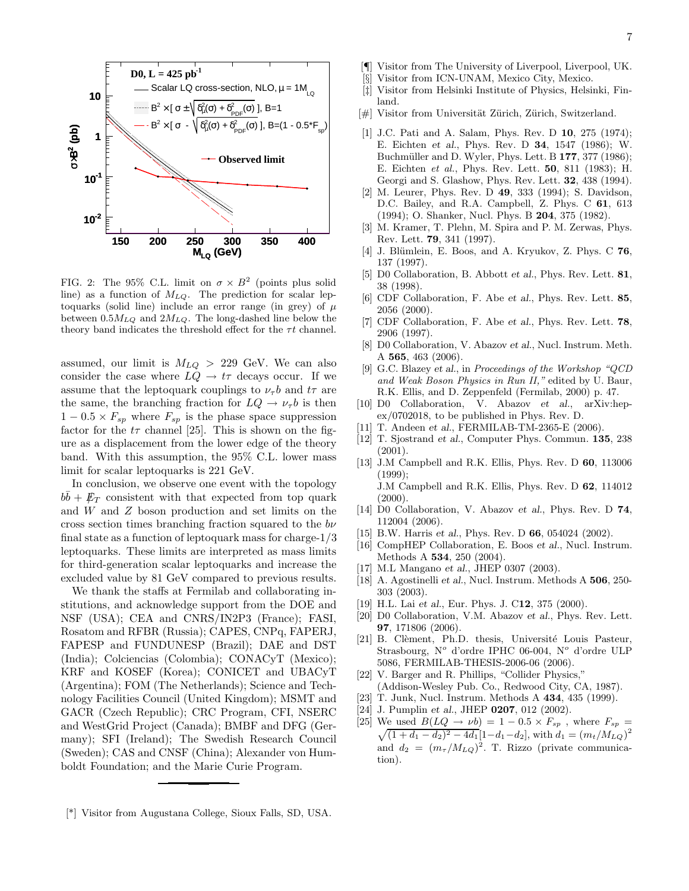D0, L = 425 pb$^{-1}$

Scalar LQ cross-section, NLO, $\mu = 1M_{LQ}$

$B^2 \times [\,\sigma \pm \sqrt{\delta^2_{\mu}(\sigma) + \delta^2_{PDF}(\sigma)}\,]$, B=1

$B^2 \times [\,\sigma - \sqrt{\delta^2_{\mu}(\sigma) + \delta^2_{PDF}(\sigma)}\,]$, B=(1 - 0.5*F$_{sp}$)

Observed limit

$\sigma \times B^2$ (pb)

10, 1, $10^{-1}$, $10^{-2}$

150, 200, 250, 300, 350, 400

$M_{LQ}$ (GeV)

FIG. 2: The 95% C.L. limit on $\sigma \times B^2$ (points plus solid line) as a function of $M_{LQ}$. The prediction for scalar leptoquarks (solid line) include an error range (in grey) of $\mu$ between $0.5M_{LQ}$ and $2M_{LQ}$. The long-dashed line below the theory band indicates the threshold effect for the $\tau t$ channel.

assumed, our limit is $M_{LQ} > 229$ GeV. We can also consider the case where $LQ \to t\tau$ decays occur. If we assume that the leptoquark couplings to $\nu_\tau b$ and $t\tau$ are the same, the branching fraction for $LQ \to \nu_\tau b$ is then $1 - 0.5 \times F_{sp}$ where $F_{sp}$ is the phase space suppression factor for the $t\tau$ channel [25]. This is shown on the figure as a displacement from the lower edge of the theory band. With this assumption, the 95% C.L. lower mass limit for scalar leptoquarks is 221 GeV.

In conclusion, we observe one event with the topology $b\bar{b} + \not\!\!E_T$ consistent with that expected from top quark and $W$ and $Z$ boson production and set limits on the cross section times branching fraction squared to the $b\nu$ final state as a function of leptoquark mass for charge-1/3 leptoquarks. These limits are interpreted as mass limits for third-generation scalar leptoquarks and increase the excluded value by 81 GeV compared to previous results.

We thank the staffs at Fermilab and collaborating institutions, and acknowledge support from the DOE and NSF (USA); CEA and CNRS/IN2P3 (France); FASI, Rosatom and RFBR (Russia); CAPES, CNPq, FAPERJ, FAPESP and FUNDUNESP (Brazil); DAE and DST (India); Colciencias (Colombia); CONACyT (Mexico); KRF and KOSEF (Korea); CONICET and UBACyT (Argentina); FOM (The Netherlands); Science and Technology Facilities Council (United Kingdom); MSMT and GACR (Czech Republic); CRC Program, CFI, NSERC and WestGrid Project (Canada); BMBF and DFG (Germany); SFI (Ireland); The Swedish Research Council (Sweden); CAS and CNSF (China); Alexander von Humboldt Foundation; and the Marie Curie Program.

---

[*] Visitor from Augustana College, Sioux Falls, SD, USA.

[¶] Visitor from The University of Liverpool, Liverpool, UK.
[§] Visitor from ICN-UNAM, Mexico City, Mexico.
[‡] Visitor from Helsinki Institute of Physics, Helsinki, Finland.
[#] Visitor from Universität Zürich, Zürich, Switzerland.

[1] J.C. Pati and A. Salam, Phys. Rev. D **10**, 275 (1974); E. Eichten *et al.*, Phys. Rev. D **34**, 1547 (1986); W. Buchmüller and D. Wyler, Phys. Lett. B **177**, 377 (1986); E. Eichten *et al.*, Phys. Rev. Lett. **50**, 811 (1983); H. Georgi and S. Glashow, Phys. Rev. Lett. **32**, 438 (1994).
[2] M. Leurer, Phys. Rev. D **49**, 333 (1994); S. Davidson, D.C. Bailey, and R.A. Campbell, Z. Phys. C **61**, 613 (1994); O. Shanker, Nucl. Phys. B **204**, 375 (1982).
[3] M. Kramer, T. Plehn, M. Spira and P. M. Zerwas, Phys. Rev. Lett. **79**, 341 (1997).
[4] J. Blümlein, E. Boos, and A. Kryukov, Z. Phys. C **76**, 137 (1997).
[5] D0 Collaboration, B. Abbott *et al.*, Phys. Rev. Lett. **81**, 38 (1998).
[6] CDF Collaboration, F. Abe *et al.*, Phys. Rev. Lett. **85**, 2056 (2000).
[7] CDF Collaboration, F. Abe *et al.*, Phys. Rev. Lett. **78**, 2906 (1997).
[8] D0 Collaboration, V. Abazov *et al.*, Nucl. Instrum. Meth. A **565**, 463 (2006).
[9] G.C. Blazey *et al.*, in *Proceedings of the Workshop "QCD and Weak Boson Physics in Run II,"* edited by U. Baur, R.K. Ellis, and D. Zeppenfeld (Fermilab, 2000) p. 47.
[10] D0 Collaboration, V. Abazov *et al.*, arXiv:hep-ex/0702018, to be published in Phys. Rev. D.
[11] T. Andeen *et al.*, FERMILAB-TM-2365-E (2006).
[12] T. Sjostrand *et al.*, Computer Phys. Commun. **135**, 238 (2001).
[13] J.M Campbell and R.K. Ellis, Phys. Rev. D **60**, 113006 (1999);
J.M Campbell and R.K. Ellis, Phys. Rev. D **62**, 114012 (2000).
[14] D0 Collaboration, V. Abazov *et al.*, Phys. Rev. D **74**, 112004 (2006).
[15] B.W. Harris *et al.*, Phys. Rev. D **66**, 054024 (2002).
[16] CompHEP Collaboration, E. Boos *et al.*, Nucl. Instrum. Methods A **534**, 250 (2004).
[17] M.L Mangano *et al.*, JHEP 0307 (2003).
[18] A. Agostinelli *et al.*, Nucl. Instrum. Methods A **506**, 250-303 (2003).
[19] H.L. Lai *et al.*, Eur. Phys. J. C**12**, 375 (2000).
[20] D0 Collaboration, V.M. Abazov *et al.*, Phys. Rev. Lett. **97**, 171806 (2006).
[21] B. Clèment, Ph.D. thesis, Université Louis Pasteur, Strasbourg, N$^o$ d'ordre IPHC 06-004, N$^o$ d'ordre ULP 5086, FERMILAB-THESIS-2006-06 (2006).
[22] V. Barger and R. Phillips, "Collider Physics," (Addison-Wesley Pub. Co., Redwood City, CA, 1987).
[23] T. Junk, Nucl. Instrum. Methods A **434**, 435 (1999).
[24] J. Pumplin *et al.*, JHEP **0207**, 012 (2002).
[25] We used $B(LQ \to \nu b) = 1 - 0.5 \times F_{sp}$ , where $F_{sp} = \sqrt{(1 + d_1 - d_2)^2 - 4d_1}[1 - d_1 - d_2]$, with $d_1 = (m_t/M_{LQ})^2$ and $d_2 = (m_\tau/M_{LQ})^2$. T. Rizzo (private communication).